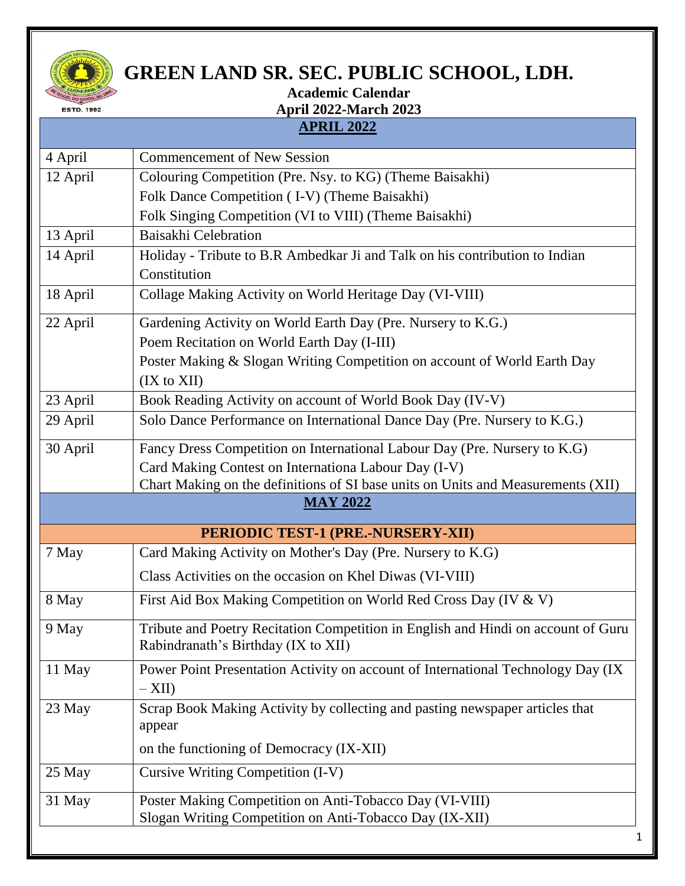# GREEN LAND SR. SEC. PUBLIC SCHOOL, LDH.

**Academic Calendar**

**April 2022-March 2023**

| APRIL 2022 | |
|---|---|
| 4 April | Commencement of New Session |
| 12 April | Colouring Competition (Pre. Nsy. to KG) (Theme Baisakhi)<br>Folk Dance Competition ( I-V) (Theme Baisakhi)<br>Folk Singing Competition (VI to VIII) (Theme Baisakhi) |
| 13 April | Baisakhi Celebration |
| 14 April | Holiday - Tribute to B.R Ambedkar Ji and Talk on his contribution to Indian Constitution |
| 18 April | Collage Making Activity on World Heritage Day (VI-VIII) |
| 22 April | Gardening Activity on World Earth Day (Pre. Nursery to K.G.)<br>Poem Recitation on World Earth Day (I-III)<br>Poster Making & Slogan Writing Competition on account of World Earth Day (IX to XII) |
| 23 April | Book Reading Activity on account of World Book Day (IV-V) |
| 29 April | Solo Dance Performance on International Dance Day (Pre. Nursery to K.G.) |
| 30 April | Fancy Dress Competition on International Labour Day (Pre. Nursery to K.G)<br>Card Making Contest on Internationa Labour Day (I-V)<br>Chart Making on the definitions of SI base units on Units and Measurements (XII) |
| **MAY 2022** | |
| **PERIODIC TEST-1 (PRE.-NURSERY-XII)** | |
| 7 May | Card Making Activity on Mother's Day (Pre. Nursery to K.G)<br>Class Activities on the occasion on Khel Diwas (VI-VIII) |
| 8 May | First Aid Box Making Competition on World Red Cross Day (IV & V) |
| 9 May | Tribute and Poetry Recitation Competition in English and Hindi on account of Guru Rabindranath's Birthday (IX to XII) |
| 11 May | Power Point Presentation Activity on account of International Technology Day (IX – XII) |
| 23 May | Scrap Book Making Activity by collecting and pasting newspaper articles that appear<br>on the functioning of Democracy (IX-XII) |
| 25 May | Cursive Writing Competition (I-V) |
| 31 May | Poster Making Competition on Anti-Tobacco Day (VI-VIII)<br>Slogan Writing Competition on Anti-Tobacco Day (IX-XII) |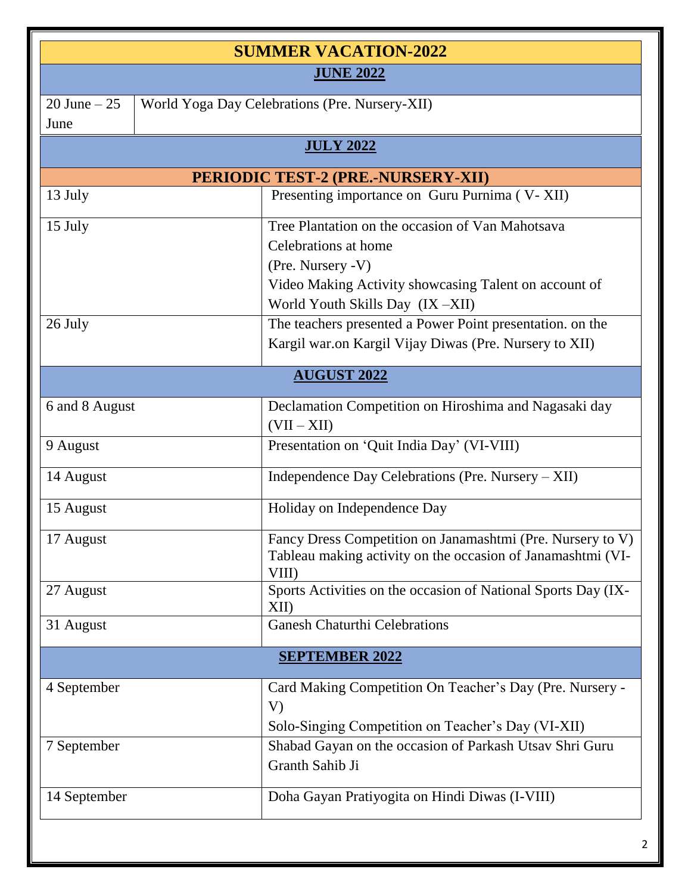| SUMMER VACATION-2022 | |
|---|---|
| **JUNE 2022** | |
| 20 June – 25 June | World Yoga Day Celebrations (Pre. Nursery-XII) |
| **JULY 2022** | |
| **PERIODIC TEST-2 (PRE.-NURSERY-XII)** | |
| 13 July | Presenting importance on Guru Purnima ( V- XII) |
| 15 July | Tree Plantation on the occasion of Van Mahotsava Celebrations at home (Pre. Nursery -V)<br>Video Making Activity showcasing Talent on account of World Youth Skills Day (IX –XII) |
| 26 July | The teachers presented a Power Point presentation. on the Kargil war.on Kargil Vijay Diwas (Pre. Nursery to XII) |
| **AUGUST 2022** | |
| 6 and 8 August | Declamation Competition on Hiroshima and Nagasaki day (VII – XII) |
| 9 August | Presentation on 'Quit India Day' (VI-VIII) |
| 14 August | Independence Day Celebrations (Pre. Nursery – XII) |
| 15 August | Holiday on Independence Day |
| 17 August | Fancy Dress Competition on Janamashtmi (Pre. Nursery to V)<br>Tableau making activity on the occasion of Janamashtmi (VI-VIII) |
| 27 August | Sports Activities on the occasion of National Sports Day (IX-XII) |
| 31 August | Ganesh Chaturthi Celebrations |
| **SEPTEMBER 2022** | |
| 4 September | Card Making Competition On Teacher's Day (Pre. Nursery - V)<br>Solo-Singing Competition on Teacher's Day (VI-XII) |
| 7 September | Shabad Gayan on the occasion of Parkash Utsav Shri Guru Granth Sahib Ji |
| 14 September | Doha Gayan Pratiyogita on Hindi Diwas (I-VIII) |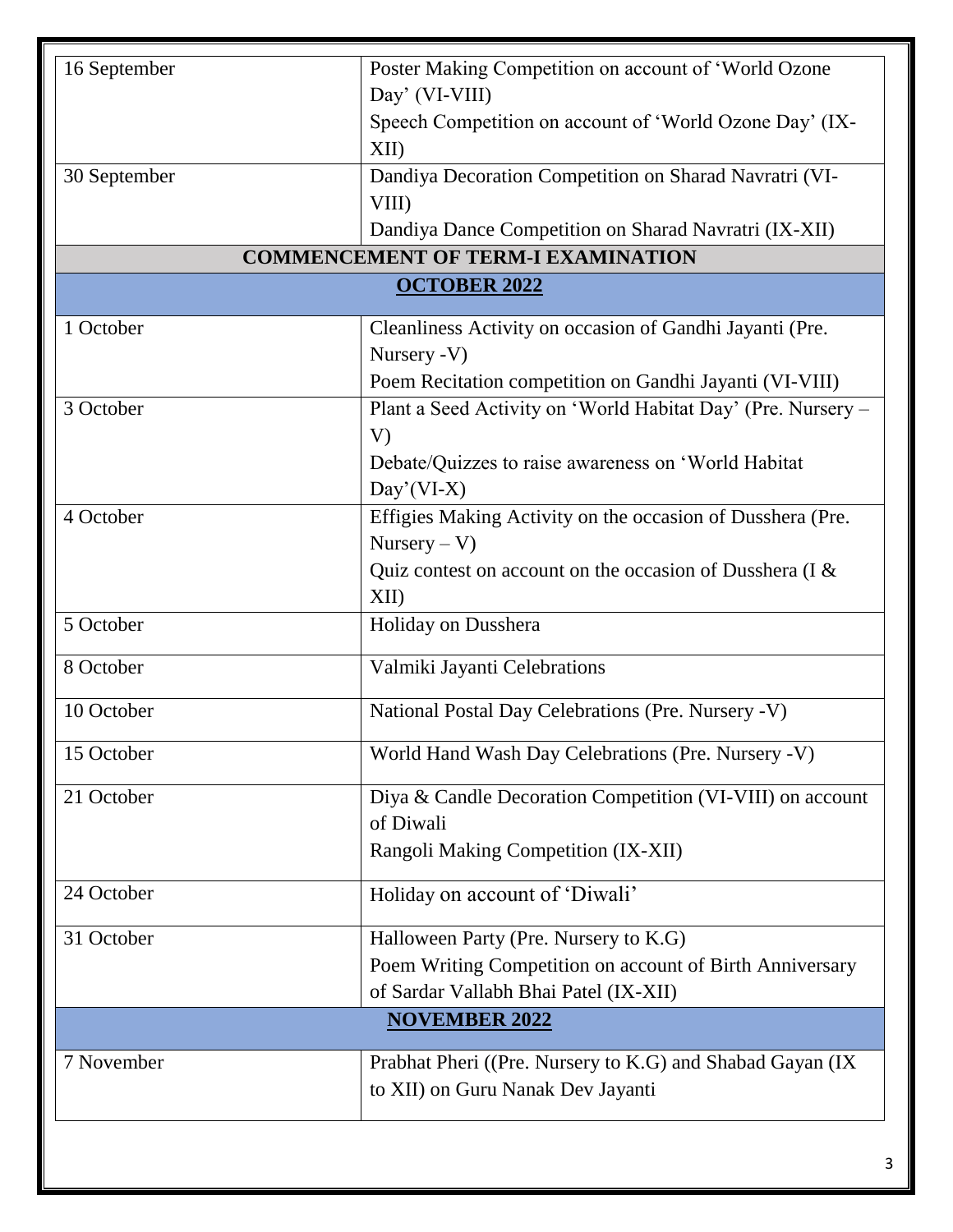| | |
|---|---|
| 16 September | Poster Making Competition on account of 'World Ozone Day' (VI-VIII)<br>Speech Competition on account of 'World Ozone Day' (IX-XII) |
| 30 September | Dandiya Decoration Competition on Sharad Navratri (VI-VIII)<br>Dandiya Dance Competition on Sharad Navratri (IX-XII) |
| **COMMENCEMENT OF TERM-I EXAMINATION** | |
| **OCTOBER 2022** | |
| 1 October | Cleanliness Activity on occasion of Gandhi Jayanti (Pre. Nursery -V)<br>Poem Recitation competition on Gandhi Jayanti (VI-VIII) |
| 3 October | Plant a Seed Activity on 'World Habitat Day' (Pre. Nursery – V)<br>Debate/Quizzes to raise awareness on 'World Habitat Day'(VI-X) |
| 4 October | Effigies Making Activity on the occasion of Dusshera (Pre. Nursery – V)<br>Quiz contest on account on the occasion of Dusshera (I & XII) |
| 5 October | Holiday on Dusshera |
| 8 October | Valmiki Jayanti Celebrations |
| 10 October | National Postal Day Celebrations (Pre. Nursery -V) |
| 15 October | World Hand Wash Day Celebrations (Pre. Nursery -V) |
| 21 October | Diya & Candle Decoration Competition (VI-VIII) on account of Diwali<br>Rangoli Making Competition (IX-XII) |
| 24 October | Holiday on account of 'Diwali' |
| 31 October | Halloween Party (Pre. Nursery to K.G)<br>Poem Writing Competition on account of Birth Anniversary of Sardar Vallabh Bhai Patel (IX-XII) |
| **NOVEMBER 2022** | |
| 7 November | Prabhat Pheri ((Pre. Nursery to K.G) and Shabad Gayan (IX to XII) on Guru Nanak Dev Jayanti |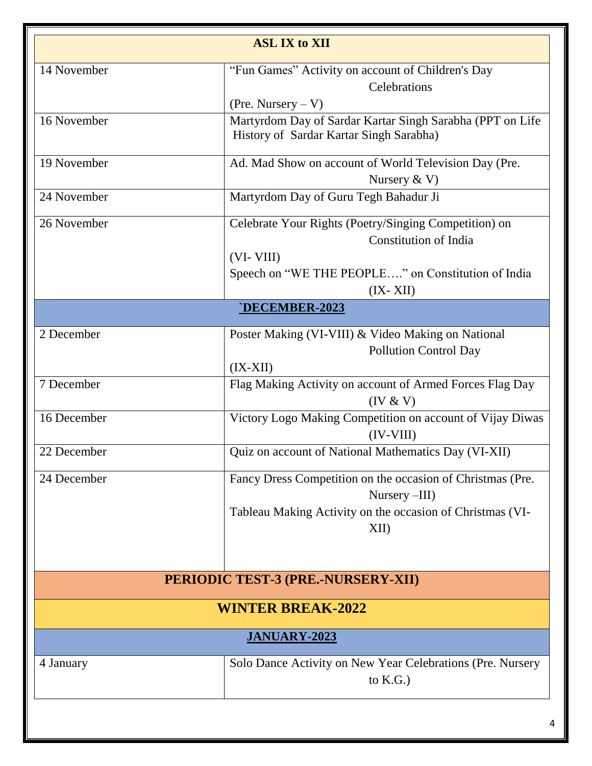| ASL IX to XII | |
|---|---|
| 14 November | "Fun Games" Activity on account of Children's Day Celebrations (Pre. Nursery – V) |
| 16 November | Martyrdom Day of Sardar Kartar Singh Sarabha (PPT on Life History of Sardar Kartar Singh Sarabha) |
| 19 November | Ad. Mad Show on account of World Television Day (Pre. Nursery & V) |
| 24 November | Martyrdom Day of Guru Tegh Bahadur Ji |
| 26 November | Celebrate Your Rights (Poetry/Singing Competition) on Constitution of India (VI- VIII)<br>Speech on "WE THE PEOPLE…." on Constitution of India (IX- XII) |
| **`DECEMBER-2023** | |
| 2 December | Poster Making (VI-VIII) & Video Making on National Pollution Control Day (IX-XII) |
| 7 December | Flag Making Activity on account of Armed Forces Flag Day (IV & V) |
| 16 December | Victory Logo Making Competition on account of Vijay Diwas (IV-VIII) |
| 22 December | Quiz on account of National Mathematics Day (VI-XII) |
| 24 December | Fancy Dress Competition on the occasion of Christmas (Pre. Nursery –III)<br>Tableau Making Activity on the occasion of Christmas (VI-XII) |
| **PERIODIC TEST-3 (PRE.-NURSERY-XII)** | |
| **WINTER BREAK-2022** | |
| **JANUARY-2023** | |
| 4 January | Solo Dance Activity on New Year Celebrations (Pre. Nursery to K.G.) |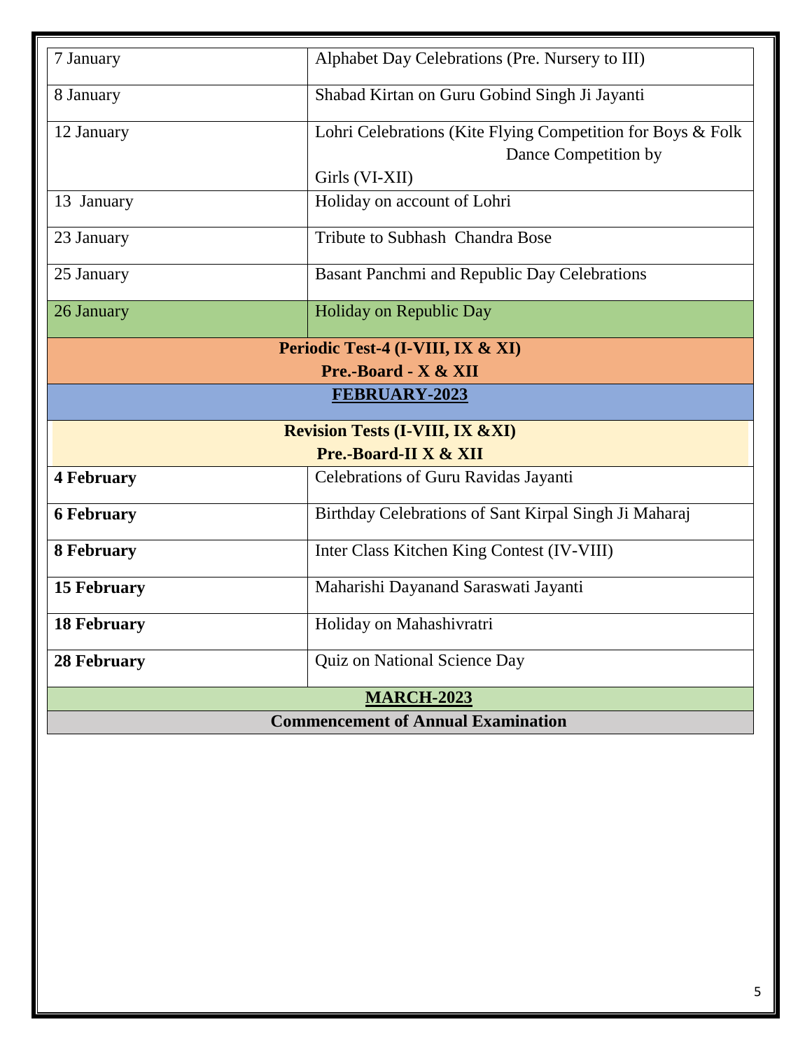| | |
|---|---|
| 7 January | Alphabet Day Celebrations (Pre. Nursery to III) |
| 8 January | Shabad Kirtan on Guru Gobind Singh Ji Jayanti |
| 12 January | Lohri Celebrations (Kite Flying Competition for Boys & Folk Dance Competition by Girls (VI-XII) |
| 13 January | Holiday on account of Lohri |
| 23 January | Tribute to Subhash Chandra Bose |
| 25 January | Basant Panchmi and Republic Day Celebrations |
| 26 January | Holiday on Republic Day |
| **Periodic Test-4 (I-VIII, IX & XI)** **Pre.-Board - X & XII** | |
| **FEBRUARY-2023** | |
| **Revision Tests (I-VIII, IX &XI)** **Pre.-Board-II X & XII** | |
| **4 February** | Celebrations of Guru Ravidas Jayanti |
| **6 February** | Birthday Celebrations of Sant Kirpal Singh Ji Maharaj |
| **8 February** | Inter Class Kitchen King Contest (IV-VIII) |
| **15 February** | Maharishi Dayanand Saraswati Jayanti |
| **18 February** | Holiday on Mahashivratri |
| **28 February** | Quiz on National Science Day |
| **MARCH-2023** | |
| **Commencement of Annual Examination** | |